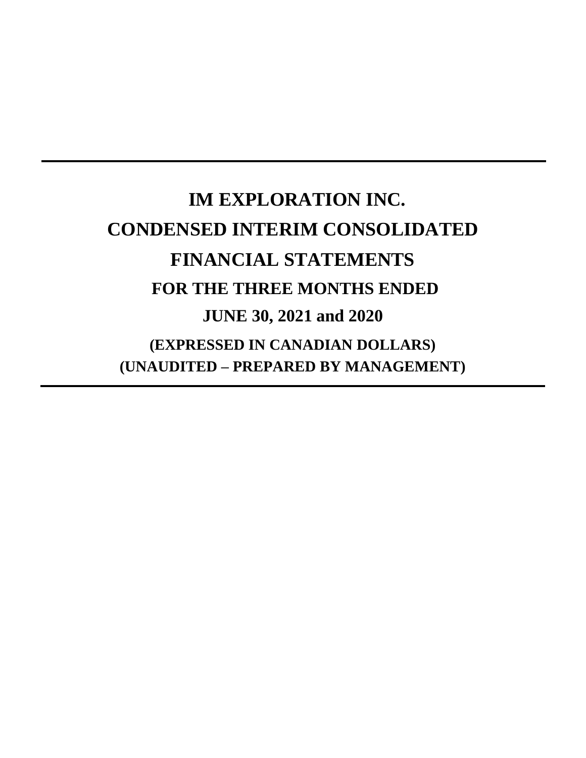# IM EXPLORATION INC.

# CONDENSED INTERIM CONSOLIDATED FINANCIAL STATEMENTS

## FOR THE THREE MONTHS ENDED

## JUNE 30, 2021 and 2020

**(EXPRESSED IN CANADIAN DOLLARS)**

**(UNAUDITED – PREPARED BY MANAGEMENT)**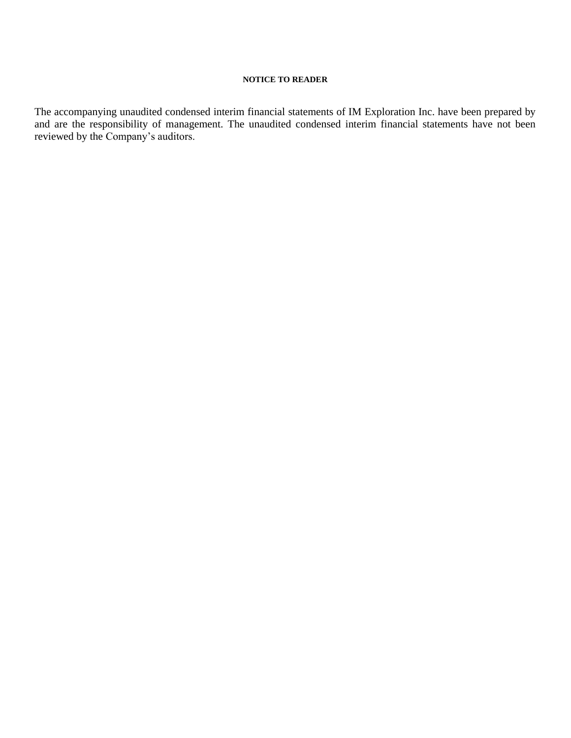**NOTICE TO READER**

The accompanying unaudited condensed interim financial statements of IM Exploration Inc. have been prepared by and are the responsibility of management. The unaudited condensed interim financial statements have not been reviewed by the Company's auditors.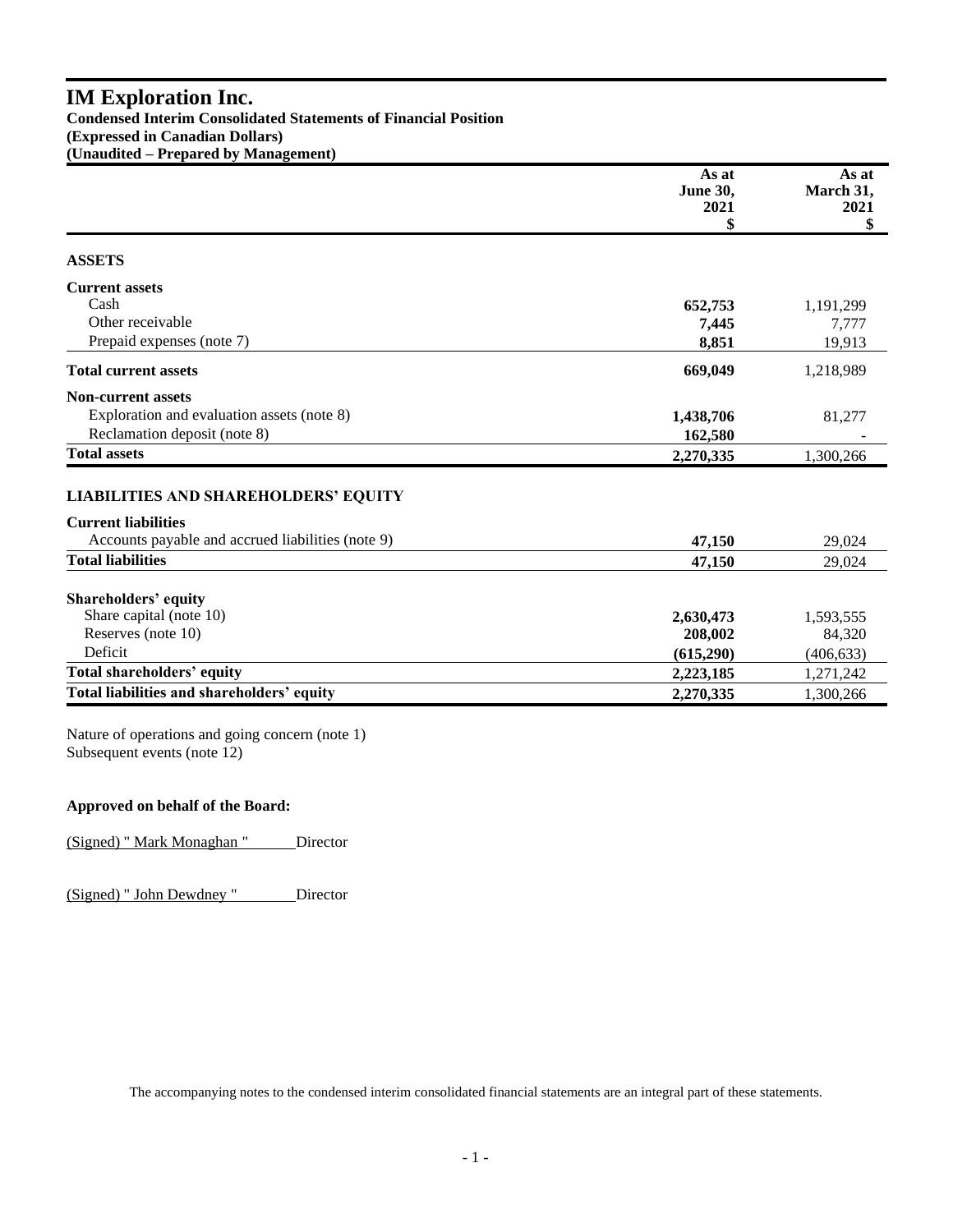# IM Exploration Inc.

**Condensed Interim Consolidated Statements of Financial Position**
**(Expressed in Canadian Dollars)**
**(Unaudited – Prepared by Management)**

| | As at June 30, 2021 $ | As at March 31, 2021 $ |
|---|---|---|
| **ASSETS** | | |
| **Current assets** | | |
| Cash | **652,753** | 1,191,299 |
| Other receivable | **7,445** | 7,777 |
| Prepaid expenses (note 7) | **8,851** | 19,913 |
| **Total current assets** | **669,049** | 1,218,989 |
| **Non-current assets** | | |
| Exploration and evaluation assets (note 8) | **1,438,706** | 81,277 |
| Reclamation deposit (note 8) | **162,580** | - |
| **Total assets** | **2,270,335** | 1,300,266 |
| **LIABILITIES AND SHAREHOLDERS' EQUITY** | | |
| **Current liabilities** | | |
| Accounts payable and accrued liabilities (note 9) | **47,150** | 29,024 |
| **Total liabilities** | **47,150** | 29,024 |
| **Shareholders' equity** | | |
| Share capital (note 10) | **2,630,473** | 1,593,555 |
| Reserves (note 10) | **208,002** | 84,320 |
| Deficit | **(615,290)** | (406,633) |
| **Total shareholders' equity** | **2,223,185** | 1,271,242 |
| **Total liabilities and shareholders' equity** | **2,270,335** | 1,300,266 |

Nature of operations and going concern (note 1)
Subsequent events (note 12)

**Approved on behalf of the Board:**

(Signed) " Mark Monaghan " Director

(Signed) " John Dewdney " Director

The accompanying notes to the condensed interim consolidated financial statements are an integral part of these statements.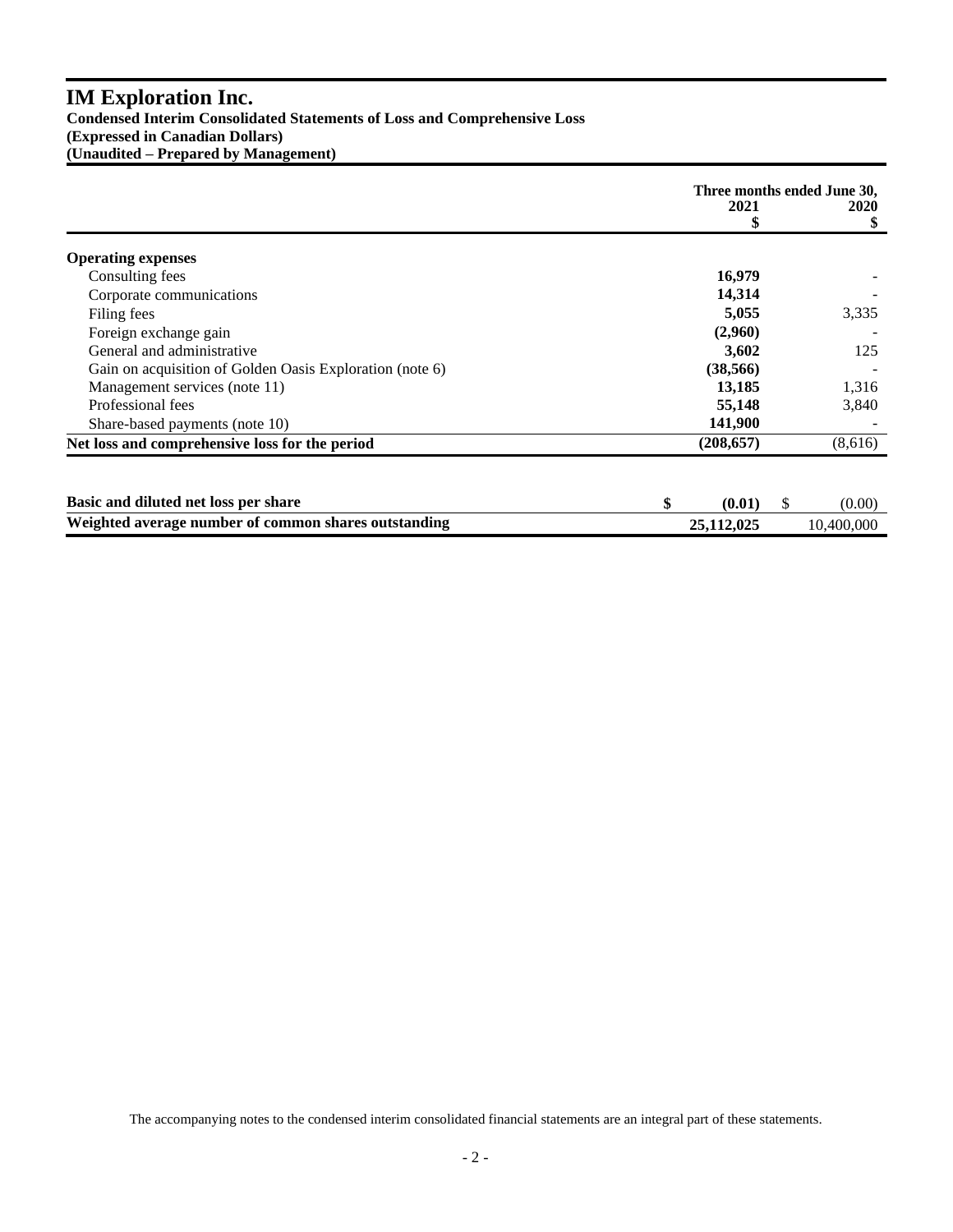# IM Exploration Inc.

**Condensed Interim Consolidated Statements of Loss and Comprehensive Loss**
**(Expressed in Canadian Dollars)**
**(Unaudited – Prepared by Management)**

| | Three months ended June 30, 2021 $ | Three months ended June 30, 2020 $ |
|---|---|---|
| **Operating expenses** | | |
| Consulting fees | **16,979** | - |
| Corporate communications | **14,314** | - |
| Filing fees | **5,055** | 3,335 |
| Foreign exchange gain | **(2,960)** | - |
| General and administrative | **3,602** | 125 |
| Gain on acquisition of Golden Oasis Exploration (note 6) | **(38,566)** | - |
| Management services (note 11) | **13,185** | 1,316 |
| Professional fees | **55,148** | 3,840 |
| Share-based payments (note 10) | **141,900** | - |
| **Net loss and comprehensive loss for the period** | **(208,657)** | (8,616) |
| | | |
| **Basic and diluted net loss per share** | **$ (0.01)** | $ (0.00) |
| **Weighted average number of common shares outstanding** | **25,112,025** | 10,400,000 |

The accompanying notes to the condensed interim consolidated financial statements are an integral part of these statements.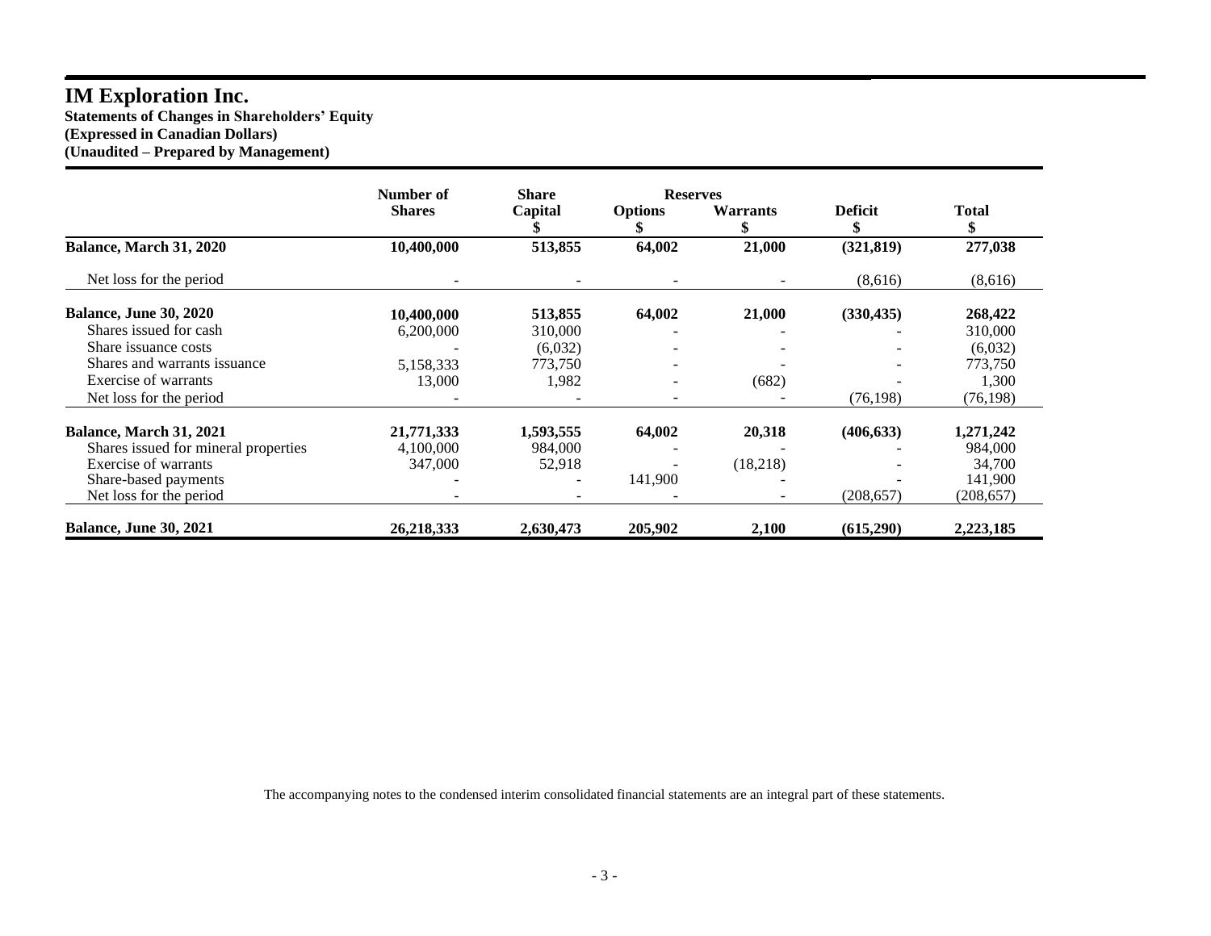# IM Exploration Inc.

**Statements of Changes in Shareholders' Equity**
**(Expressed in Canadian Dollars)**
**(Unaudited – Prepared by Management)**

| | Number of Shares | Share Capital $ | Reserves Options $ | Reserves Warrants $ | Deficit $ | Total $ |
|---|---|---|---|---|---|---|
| **Balance, March 31, 2020** | **10,400,000** | **513,855** | **64,002** | **21,000** | **(321,819)** | **277,038** |
| Net loss for the period | - | - | - | - | (8,616) | (8,616) |
| **Balance, June 30, 2020** | **10,400,000** | **513,855** | **64,002** | **21,000** | **(330,435)** | **268,422** |
| Shares issued for cash | 6,200,000 | 310,000 | - | - | - | 310,000 |
| Share issuance costs | - | (6,032) | - | - | - | (6,032) |
| Shares and warrants issuance | 5,158,333 | 773,750 | - | - | - | 773,750 |
| Exercise of warrants | 13,000 | 1,982 | - | (682) | - | 1,300 |
| Net loss for the period | - | - | - | - | (76,198) | (76,198) |
| **Balance, March 31, 2021** | **21,771,333** | **1,593,555** | **64,002** | **20,318** | **(406,633)** | **1,271,242** |
| Shares issued for mineral properties | 4,100,000 | 984,000 | - | - | - | 984,000 |
| Exercise of warrants | 347,000 | 52,918 | - | (18,218) | - | 34,700 |
| Share-based payments | - | - | 141,900 | - | - | 141,900 |
| Net loss for the period | - | - | - | - | (208,657) | (208,657) |
| **Balance, June 30, 2021** | **26,218,333** | **2,630,473** | **205,902** | **2,100** | **(615,290)** | **2,223,185** |

The accompanying notes to the condensed interim consolidated financial statements are an integral part of these statements.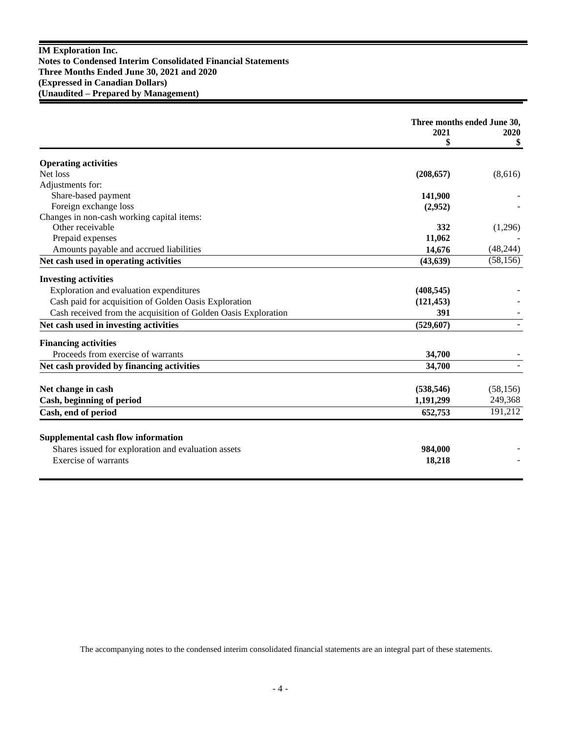**IM Exploration Inc.**
**Notes to Condensed Interim Consolidated Financial Statements**
**Three Months Ended June 30, 2021 and 2020**
**(Expressed in Canadian Dollars)**
**(Unaudited – Prepared by Management)**

| | Three months ended June 30, | |
|---|---|---|
| | **2021** | **2020** |
| | **$** | **$** |
| **Operating activities** | | |
| Net loss | **(208,657)** | (8,616) |
| Adjustments for: | | |
| Share-based payment | **141,900** | - |
| Foreign exchange loss | **(2,952)** | - |
| Changes in non-cash working capital items: | | |
| Other receivable | **332** | (1,296) |
| Prepaid expenses | **11,062** | - |
| Amounts payable and accrued liabilities | **14,676** | (48,244) |
| **Net cash used in operating activities** | **(43,639)** | (58,156) |
| **Investing activities** | | |
| Exploration and evaluation expenditures | **(408,545)** | - |
| Cash paid for acquisition of Golden Oasis Exploration | **(121,453)** | - |
| Cash received from the acquisition of Golden Oasis Exploration | **391** | - |
| **Net cash used in investing activities** | **(529,607)** | - |
| **Financing activities** | | |
| Proceeds from exercise of warrants | **34,700** | - |
| **Net cash provided by financing activities** | **34,700** | - |
| **Net change in cash** | **(538,546)** | (58,156) |
| **Cash, beginning of period** | **1,191,299** | 249,368 |
| **Cash, end of period** | **652,753** | 191,212 |
| **Supplemental cash flow information** | | |
| Shares issued for exploration and evaluation assets | **984,000** | - |
| Exercise of warrants | **18,218** | - |

The accompanying notes to the condensed interim consolidated financial statements are an integral part of these statements.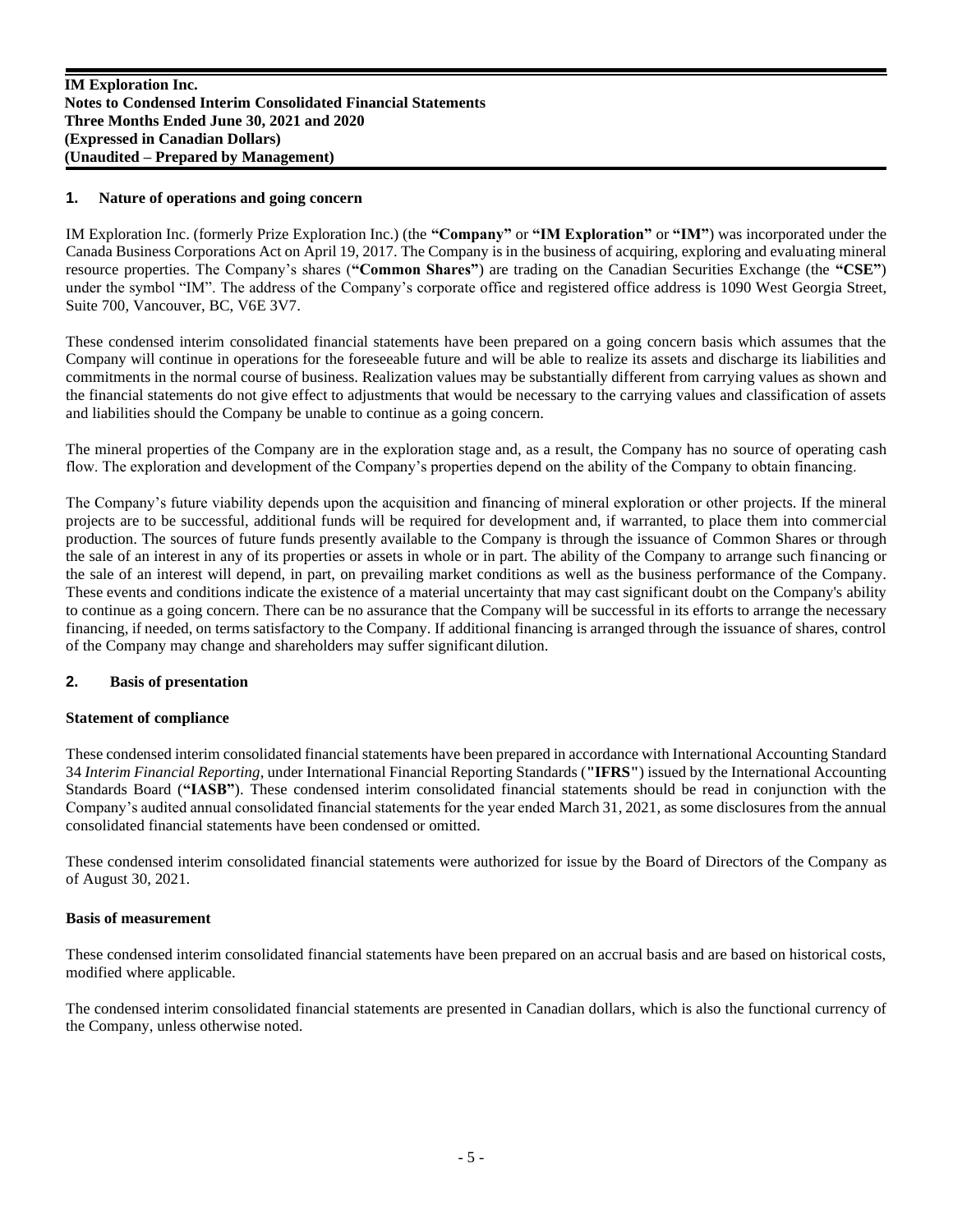## 1. Nature of operations and going concern

IM Exploration Inc. (formerly Prize Exploration Inc.) (the **"Company"** or **"IM Exploration"** or **"IM"**) was incorporated under the Canada Business Corporations Act on April 19, 2017. The Company is in the business of acquiring, exploring and evaluating mineral resource properties. The Company's shares (**"Common Shares"**) are trading on the Canadian Securities Exchange (the **"CSE"**) under the symbol "IM". The address of the Company's corporate office and registered office address is 1090 West Georgia Street, Suite 700, Vancouver, BC, V6E 3V7.

These condensed interim consolidated financial statements have been prepared on a going concern basis which assumes that the Company will continue in operations for the foreseeable future and will be able to realize its assets and discharge its liabilities and commitments in the normal course of business. Realization values may be substantially different from carrying values as shown and the financial statements do not give effect to adjustments that would be necessary to the carrying values and classification of assets and liabilities should the Company be unable to continue as a going concern.

The mineral properties of the Company are in the exploration stage and, as a result, the Company has no source of operating cash flow. The exploration and development of the Company's properties depend on the ability of the Company to obtain financing.

The Company's future viability depends upon the acquisition and financing of mineral exploration or other projects. If the mineral projects are to be successful, additional funds will be required for development and, if warranted, to place them into commercial production. The sources of future funds presently available to the Company is through the issuance of Common Shares or through the sale of an interest in any of its properties or assets in whole or in part. The ability of the Company to arrange such financing or the sale of an interest will depend, in part, on prevailing market conditions as well as the business performance of the Company. These events and conditions indicate the existence of a material uncertainty that may cast significant doubt on the Company's ability to continue as a going concern. There can be no assurance that the Company will be successful in its efforts to arrange the necessary financing, if needed, on terms satisfactory to the Company. If additional financing is arranged through the issuance of shares, control of the Company may change and shareholders may suffer significant dilution.

## 2. Basis of presentation

### Statement of compliance

These condensed interim consolidated financial statements have been prepared in accordance with International Accounting Standard 34 *Interim Financial Reporting*, under International Financial Reporting Standards (**"IFRS"**) issued by the International Accounting Standards Board (**"IASB"**). These condensed interim consolidated financial statements should be read in conjunction with the Company's audited annual consolidated financial statements for the year ended March 31, 2021, as some disclosures from the annual consolidated financial statements have been condensed or omitted.

These condensed interim consolidated financial statements were authorized for issue by the Board of Directors of the Company as of August 30, 2021.

### Basis of measurement

These condensed interim consolidated financial statements have been prepared on an accrual basis and are based on historical costs, modified where applicable.

The condensed interim consolidated financial statements are presented in Canadian dollars, which is also the functional currency of the Company, unless otherwise noted.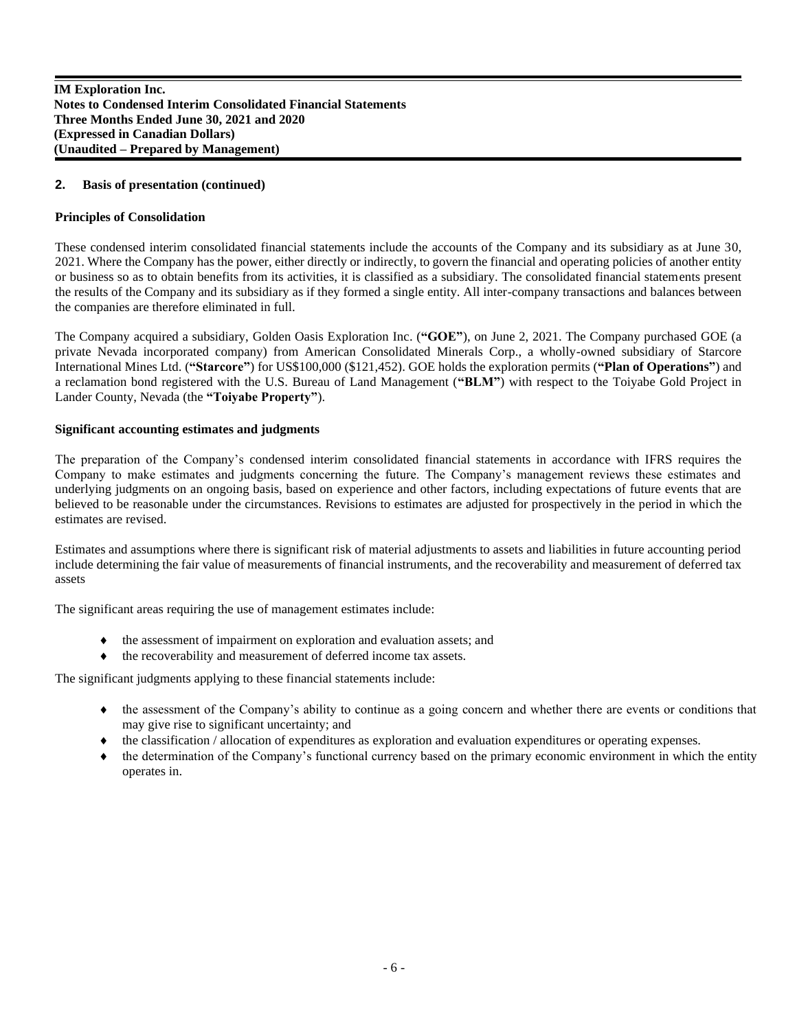## 2. Basis of presentation (continued)

### Principles of Consolidation

These condensed interim consolidated financial statements include the accounts of the Company and its subsidiary as at June 30, 2021. Where the Company has the power, either directly or indirectly, to govern the financial and operating policies of another entity or business so as to obtain benefits from its activities, it is classified as a subsidiary. The consolidated financial statements present the results of the Company and its subsidiary as if they formed a single entity. All inter-company transactions and balances between the companies are therefore eliminated in full.

The Company acquired a subsidiary, Golden Oasis Exploration Inc. (**"GOE"**), on June 2, 2021. The Company purchased GOE (a private Nevada incorporated company) from American Consolidated Minerals Corp., a wholly-owned subsidiary of Starcore International Mines Ltd. (**"Starcore"**) for US$100,000 ($121,452). GOE holds the exploration permits (**"Plan of Operations"**) and a reclamation bond registered with the U.S. Bureau of Land Management (**"BLM"**) with respect to the Toiyabe Gold Project in Lander County, Nevada (the **"Toiyabe Property"**).

### Significant accounting estimates and judgments

The preparation of the Company's condensed interim consolidated financial statements in accordance with IFRS requires the Company to make estimates and judgments concerning the future. The Company's management reviews these estimates and underlying judgments on an ongoing basis, based on experience and other factors, including expectations of future events that are believed to be reasonable under the circumstances. Revisions to estimates are adjusted for prospectively in the period in which the estimates are revised.

Estimates and assumptions where there is significant risk of material adjustments to assets and liabilities in future accounting period include determining the fair value of measurements of financial instruments, and the recoverability and measurement of deferred tax assets

The significant areas requiring the use of management estimates include:

- the assessment of impairment on exploration and evaluation assets; and
- the recoverability and measurement of deferred income tax assets.

The significant judgments applying to these financial statements include:

- the assessment of the Company's ability to continue as a going concern and whether there are events or conditions that may give rise to significant uncertainty; and
- the classification / allocation of expenditures as exploration and evaluation expenditures or operating expenses.
- the determination of the Company's functional currency based on the primary economic environment in which the entity operates in.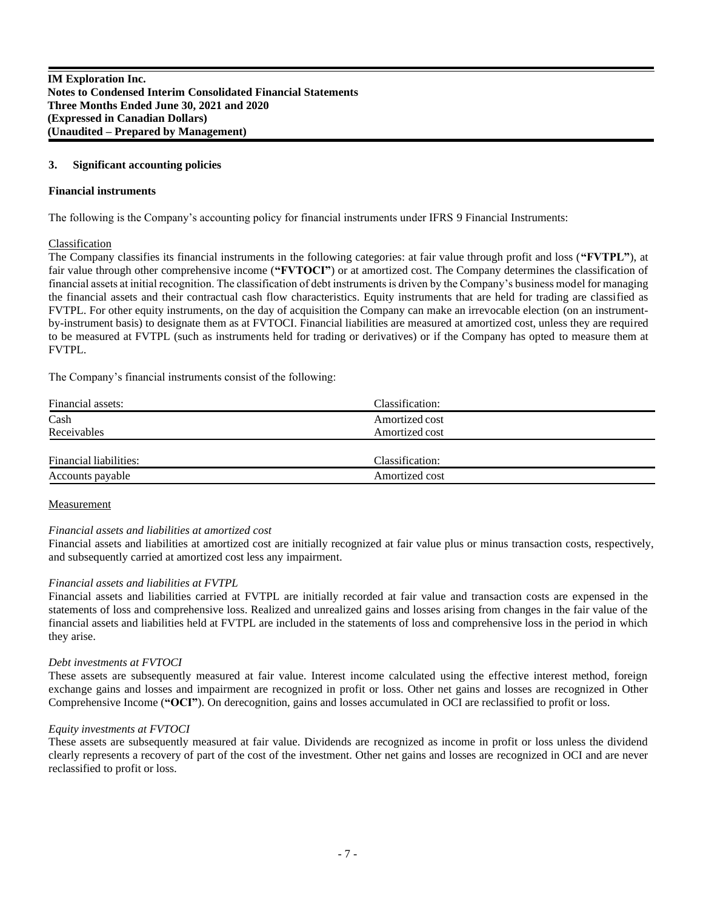## 3. Significant accounting policies

### Financial instruments

The following is the Company's accounting policy for financial instruments under IFRS 9 Financial Instruments:

Classification

The Company classifies its financial instruments in the following categories: at fair value through profit and loss (**"FVTPL"**), at fair value through other comprehensive income (**"FVTOCI"**) or at amortized cost. The Company determines the classification of financial assets at initial recognition. The classification of debt instruments is driven by the Company's business model for managing the financial assets and their contractual cash flow characteristics. Equity instruments that are held for trading are classified as FVTPL. For other equity instruments, on the day of acquisition the Company can make an irrevocable election (on an instrument-by-instrument basis) to designate them as at FVTOCI. Financial liabilities are measured at amortized cost, unless they are required to be measured at FVTPL (such as instruments held for trading or derivatives) or if the Company has opted to measure them at FVTPL.

The Company's financial instruments consist of the following:

| Financial assets: | Classification: |
|---|---|
| Cash | Amortized cost |
| Receivables | Amortized cost |

| Financial liabilities: | Classification: |
|---|---|
| Accounts payable | Amortized cost |

Measurement

*Financial assets and liabilities at amortized cost*

Financial assets and liabilities at amortized cost are initially recognized at fair value plus or minus transaction costs, respectively, and subsequently carried at amortized cost less any impairment.

*Financial assets and liabilities at FVTPL*

Financial assets and liabilities carried at FVTPL are initially recorded at fair value and transaction costs are expensed in the statements of loss and comprehensive loss. Realized and unrealized gains and losses arising from changes in the fair value of the financial assets and liabilities held at FVTPL are included in the statements of loss and comprehensive loss in the period in which they arise.

*Debt investments at FVTOCI*

These assets are subsequently measured at fair value. Interest income calculated using the effective interest method, foreign exchange gains and losses and impairment are recognized in profit or loss. Other net gains and losses are recognized in Other Comprehensive Income (**"OCI"**). On derecognition, gains and losses accumulated in OCI are reclassified to profit or loss.

*Equity investments at FVTOCI*

These assets are subsequently measured at fair value. Dividends are recognized as income in profit or loss unless the dividend clearly represents a recovery of part of the cost of the investment. Other net gains and losses are recognized in OCI and are never reclassified to profit or loss.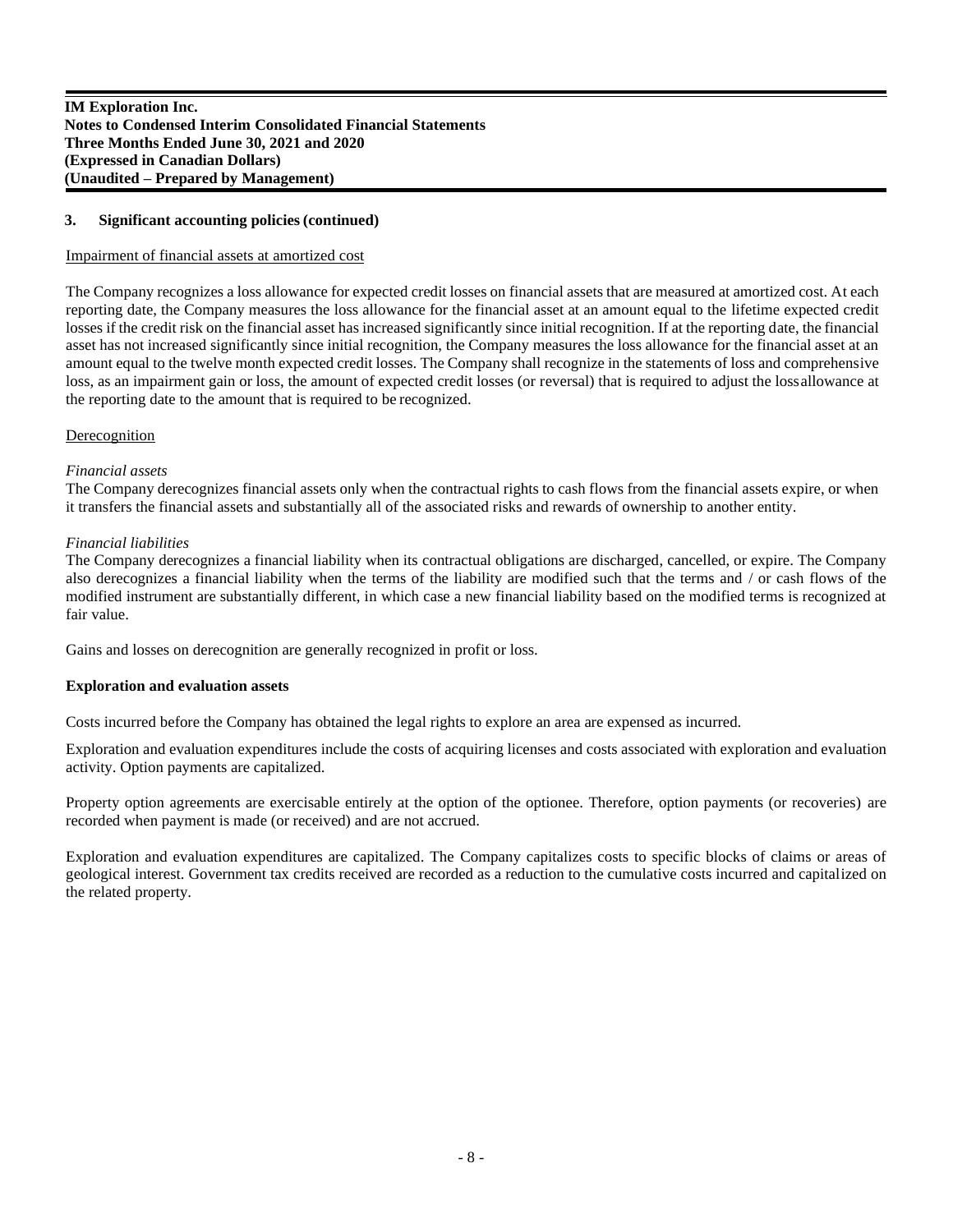### 3. Significant accounting policies (continued)

Impairment of financial assets at amortized cost

The Company recognizes a loss allowance for expected credit losses on financial assets that are measured at amortized cost. At each reporting date, the Company measures the loss allowance for the financial asset at an amount equal to the lifetime expected credit losses if the credit risk on the financial asset has increased significantly since initial recognition. If at the reporting date, the financial asset has not increased significantly since initial recognition, the Company measures the loss allowance for the financial asset at an amount equal to the twelve month expected credit losses. The Company shall recognize in the statements of loss and comprehensive loss, as an impairment gain or loss, the amount of expected credit losses (or reversal) that is required to adjust the lossallowance at the reporting date to the amount that is required to be recognized.

Derecognition

*Financial assets*

The Company derecognizes financial assets only when the contractual rights to cash flows from the financial assets expire, or when it transfers the financial assets and substantially all of the associated risks and rewards of ownership to another entity.

*Financial liabilities*

The Company derecognizes a financial liability when its contractual obligations are discharged, cancelled, or expire. The Company also derecognizes a financial liability when the terms of the liability are modified such that the terms and / or cash flows of the modified instrument are substantially different, in which case a new financial liability based on the modified terms is recognized at fair value.

Gains and losses on derecognition are generally recognized in profit or loss.

**Exploration and evaluation assets**

Costs incurred before the Company has obtained the legal rights to explore an area are expensed as incurred.

Exploration and evaluation expenditures include the costs of acquiring licenses and costs associated with exploration and evaluation activity. Option payments are capitalized.

Property option agreements are exercisable entirely at the option of the optionee. Therefore, option payments (or recoveries) are recorded when payment is made (or received) and are not accrued.

Exploration and evaluation expenditures are capitalized. The Company capitalizes costs to specific blocks of claims or areas of geological interest. Government tax credits received are recorded as a reduction to the cumulative costs incurred and capitalized on the related property.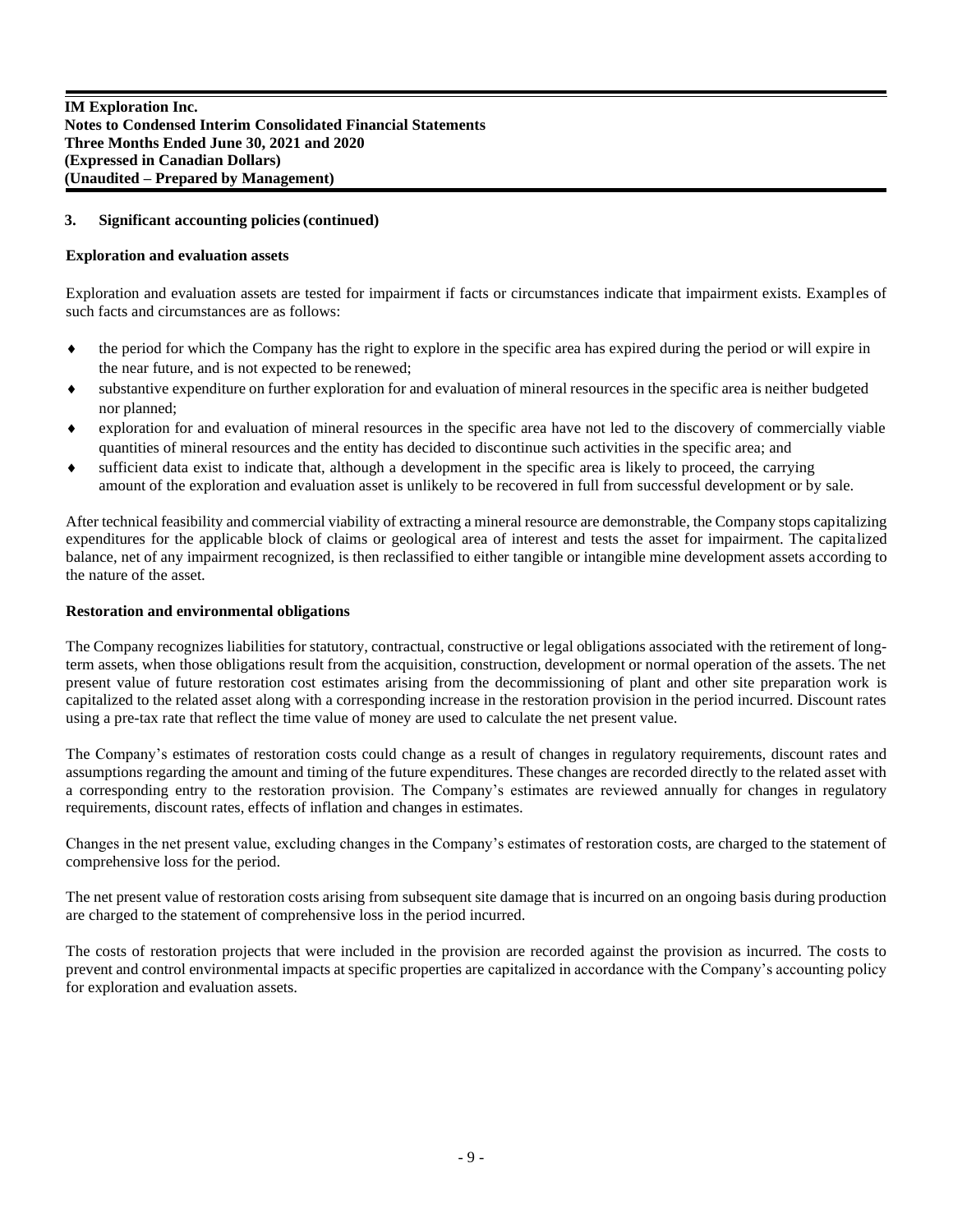## 3. Significant accounting policies (continued)

### Exploration and evaluation assets

Exploration and evaluation assets are tested for impairment if facts or circumstances indicate that impairment exists. Examples of such facts and circumstances are as follows:

- the period for which the Company has the right to explore in the specific area has expired during the period or will expire in the near future, and is not expected to be renewed;
- substantive expenditure on further exploration for and evaluation of mineral resources in the specific area is neither budgeted nor planned;
- exploration for and evaluation of mineral resources in the specific area have not led to the discovery of commercially viable quantities of mineral resources and the entity has decided to discontinue such activities in the specific area; and
- sufficient data exist to indicate that, although a development in the specific area is likely to proceed, the carrying amount of the exploration and evaluation asset is unlikely to be recovered in full from successful development or by sale.

After technical feasibility and commercial viability of extracting a mineral resource are demonstrable, the Company stops capitalizing expenditures for the applicable block of claims or geological area of interest and tests the asset for impairment. The capitalized balance, net of any impairment recognized, is then reclassified to either tangible or intangible mine development assets according to the nature of the asset.

### Restoration and environmental obligations

The Company recognizes liabilities for statutory, contractual, constructive or legal obligations associated with the retirement of long-term assets, when those obligations result from the acquisition, construction, development or normal operation of the assets. The net present value of future restoration cost estimates arising from the decommissioning of plant and other site preparation work is capitalized to the related asset along with a corresponding increase in the restoration provision in the period incurred. Discount rates using a pre-tax rate that reflect the time value of money are used to calculate the net present value.

The Company's estimates of restoration costs could change as a result of changes in regulatory requirements, discount rates and assumptions regarding the amount and timing of the future expenditures. These changes are recorded directly to the related asset with a corresponding entry to the restoration provision. The Company's estimates are reviewed annually for changes in regulatory requirements, discount rates, effects of inflation and changes in estimates.

Changes in the net present value, excluding changes in the Company's estimates of restoration costs, are charged to the statement of comprehensive loss for the period.

The net present value of restoration costs arising from subsequent site damage that is incurred on an ongoing basis during production are charged to the statement of comprehensive loss in the period incurred.

The costs of restoration projects that were included in the provision are recorded against the provision as incurred. The costs to prevent and control environmental impacts at specific properties are capitalized in accordance with the Company's accounting policy for exploration and evaluation assets.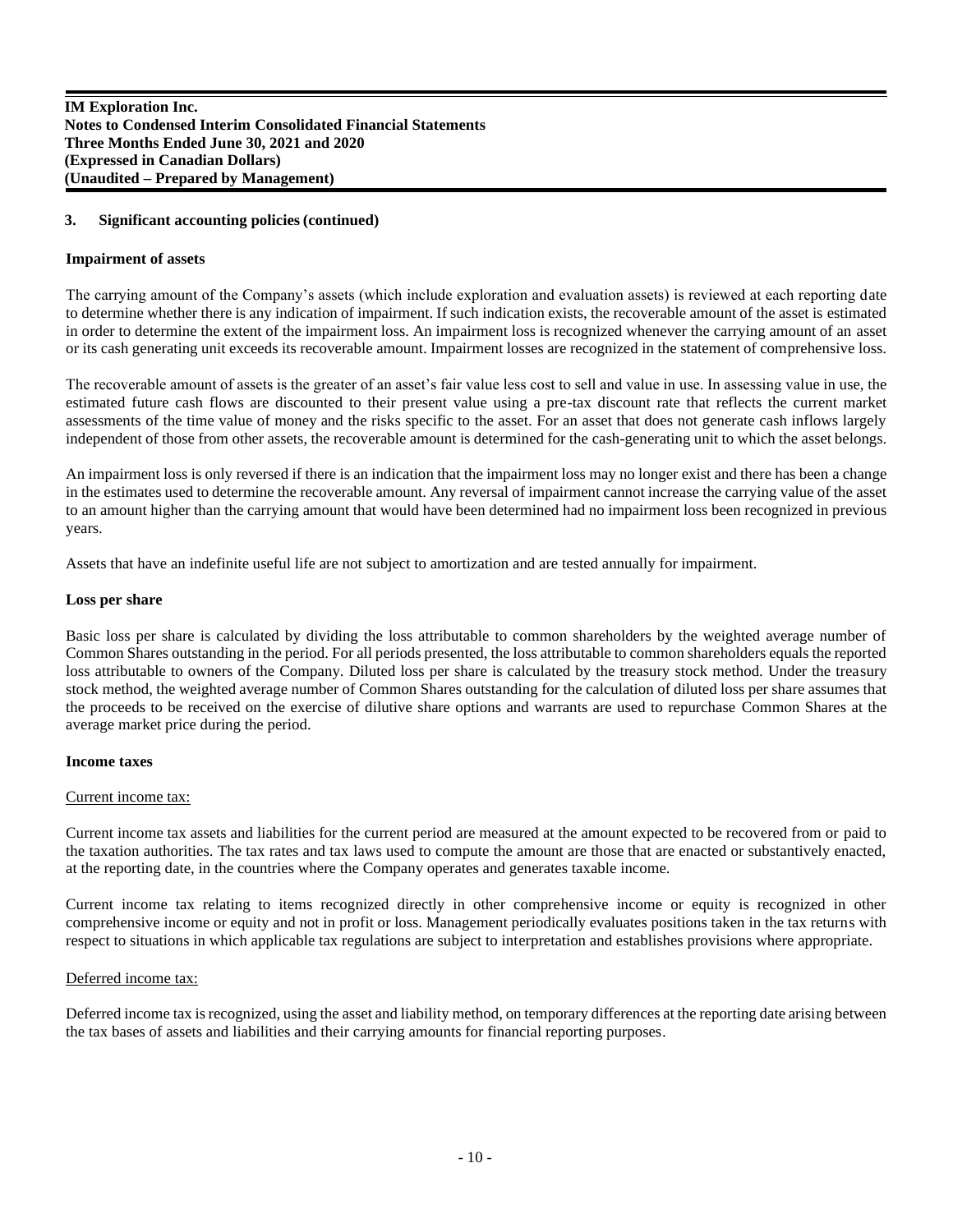## 3. Significant accounting policies (continued)

### Impairment of assets

The carrying amount of the Company's assets (which include exploration and evaluation assets) is reviewed at each reporting date to determine whether there is any indication of impairment. If such indication exists, the recoverable amount of the asset is estimated in order to determine the extent of the impairment loss. An impairment loss is recognized whenever the carrying amount of an asset or its cash generating unit exceeds its recoverable amount. Impairment losses are recognized in the statement of comprehensive loss.

The recoverable amount of assets is the greater of an asset's fair value less cost to sell and value in use. In assessing value in use, the estimated future cash flows are discounted to their present value using a pre-tax discount rate that reflects the current market assessments of the time value of money and the risks specific to the asset. For an asset that does not generate cash inflows largely independent of those from other assets, the recoverable amount is determined for the cash-generating unit to which the asset belongs.

An impairment loss is only reversed if there is an indication that the impairment loss may no longer exist and there has been a change in the estimates used to determine the recoverable amount. Any reversal of impairment cannot increase the carrying value of the asset to an amount higher than the carrying amount that would have been determined had no impairment loss been recognized in previous years.

Assets that have an indefinite useful life are not subject to amortization and are tested annually for impairment.

### Loss per share

Basic loss per share is calculated by dividing the loss attributable to common shareholders by the weighted average number of Common Shares outstanding in the period. For all periods presented, the loss attributable to common shareholders equals the reported loss attributable to owners of the Company. Diluted loss per share is calculated by the treasury stock method. Under the treasury stock method, the weighted average number of Common Shares outstanding for the calculation of diluted loss per share assumes that the proceeds to be received on the exercise of dilutive share options and warrants are used to repurchase Common Shares at the average market price during the period.

### Income taxes

Current income tax:

Current income tax assets and liabilities for the current period are measured at the amount expected to be recovered from or paid to the taxation authorities. The tax rates and tax laws used to compute the amount are those that are enacted or substantively enacted, at the reporting date, in the countries where the Company operates and generates taxable income.

Current income tax relating to items recognized directly in other comprehensive income or equity is recognized in other comprehensive income or equity and not in profit or loss. Management periodically evaluates positions taken in the tax returns with respect to situations in which applicable tax regulations are subject to interpretation and establishes provisions where appropriate.

Deferred income tax:

Deferred income tax is recognized, using the asset and liability method, on temporary differences at the reporting date arising between the tax bases of assets and liabilities and their carrying amounts for financial reporting purposes.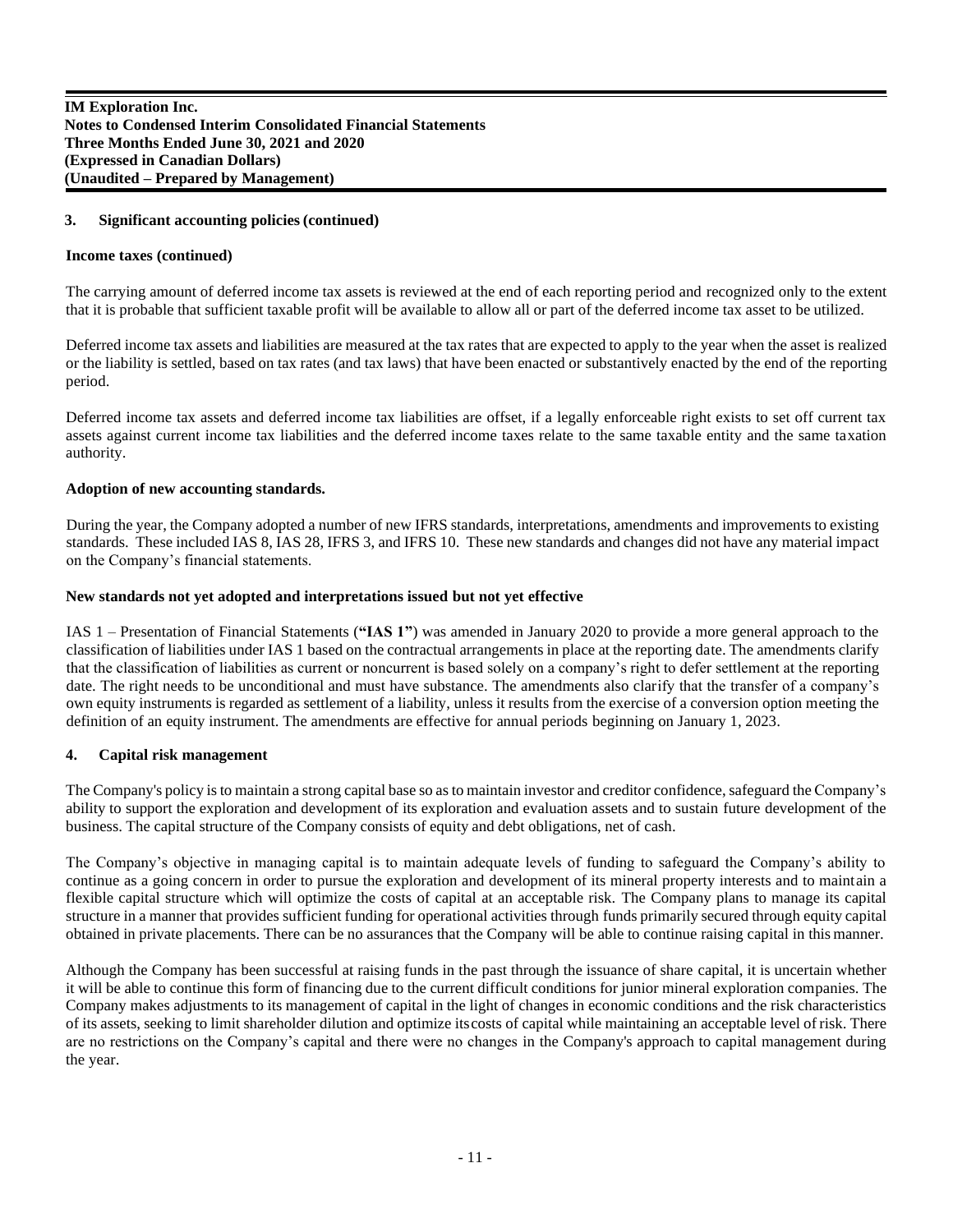### 3. Significant accounting policies (continued)

**Income taxes (continued)**

The carrying amount of deferred income tax assets is reviewed at the end of each reporting period and recognized only to the extent that it is probable that sufficient taxable profit will be available to allow all or part of the deferred income tax asset to be utilized.

Deferred income tax assets and liabilities are measured at the tax rates that are expected to apply to the year when the asset is realized or the liability is settled, based on tax rates (and tax laws) that have been enacted or substantively enacted by the end of the reporting period.

Deferred income tax assets and deferred income tax liabilities are offset, if a legally enforceable right exists to set off current tax assets against current income tax liabilities and the deferred income taxes relate to the same taxable entity and the same taxation authority.

**Adoption of new accounting standards.**

During the year, the Company adopted a number of new IFRS standards, interpretations, amendments and improvements to existing standards. These included IAS 8, IAS 28, IFRS 3, and IFRS 10. These new standards and changes did not have any material impact on the Company's financial statements.

**New standards not yet adopted and interpretations issued but not yet effective**

IAS 1 – Presentation of Financial Statements (**"IAS 1"**) was amended in January 2020 to provide a more general approach to the classification of liabilities under IAS 1 based on the contractual arrangements in place at the reporting date. The amendments clarify that the classification of liabilities as current or noncurrent is based solely on a company's right to defer settlement at the reporting date. The right needs to be unconditional and must have substance. The amendments also clarify that the transfer of a company's own equity instruments is regarded as settlement of a liability, unless it results from the exercise of a conversion option meeting the definition of an equity instrument. The amendments are effective for annual periods beginning on January 1, 2023.

### 4. Capital risk management

The Company's policy is to maintain a strong capital base so as to maintain investor and creditor confidence, safeguard the Company's ability to support the exploration and development of its exploration and evaluation assets and to sustain future development of the business. The capital structure of the Company consists of equity and debt obligations, net of cash.

The Company's objective in managing capital is to maintain adequate levels of funding to safeguard the Company's ability to continue as a going concern in order to pursue the exploration and development of its mineral property interests and to maintain a flexible capital structure which will optimize the costs of capital at an acceptable risk. The Company plans to manage its capital structure in a manner that provides sufficient funding for operational activities through funds primarily secured through equity capital obtained in private placements. There can be no assurances that the Company will be able to continue raising capital in this manner.

Although the Company has been successful at raising funds in the past through the issuance of share capital, it is uncertain whether it will be able to continue this form of financing due to the current difficult conditions for junior mineral exploration companies. The Company makes adjustments to its management of capital in the light of changes in economic conditions and the risk characteristics of its assets, seeking to limit shareholder dilution and optimize its costs of capital while maintaining an acceptable level of risk. There are no restrictions on the Company's capital and there were no changes in the Company's approach to capital management during the year.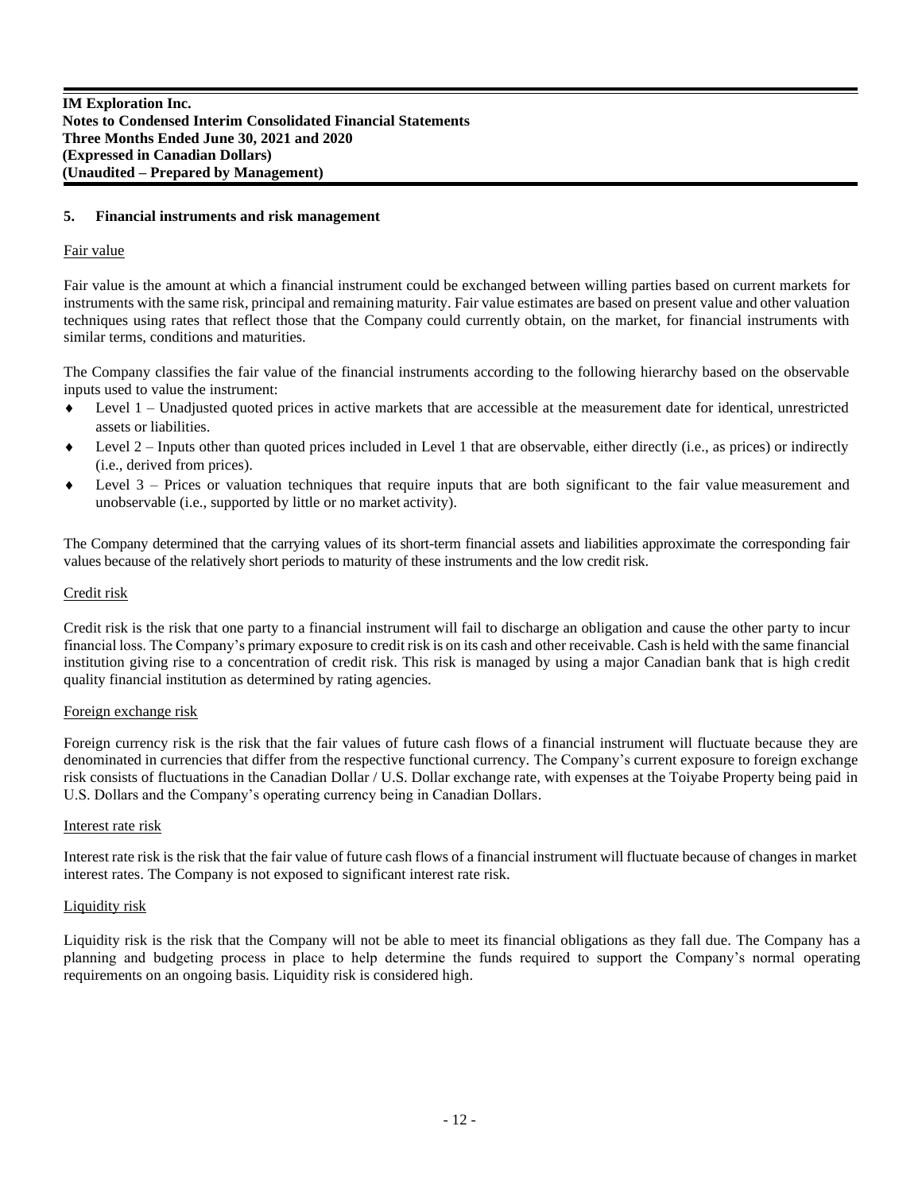## 5. Financial instruments and risk management

Fair value

Fair value is the amount at which a financial instrument could be exchanged between willing parties based on current markets for instruments with the same risk, principal and remaining maturity. Fair value estimates are based on present value and other valuation techniques using rates that reflect those that the Company could currently obtain, on the market, for financial instruments with similar terms, conditions and maturities.

The Company classifies the fair value of the financial instruments according to the following hierarchy based on the observable inputs used to value the instrument:

- Level 1 – Unadjusted quoted prices in active markets that are accessible at the measurement date for identical, unrestricted assets or liabilities.
- Level 2 – Inputs other than quoted prices included in Level 1 that are observable, either directly (i.e., as prices) or indirectly (i.e., derived from prices).
- Level 3 – Prices or valuation techniques that require inputs that are both significant to the fair value measurement and unobservable (i.e., supported by little or no market activity).

The Company determined that the carrying values of its short-term financial assets and liabilities approximate the corresponding fair values because of the relatively short periods to maturity of these instruments and the low credit risk.

Credit risk

Credit risk is the risk that one party to a financial instrument will fail to discharge an obligation and cause the other party to incur financial loss. The Company's primary exposure to credit risk is on its cash and other receivable. Cash is held with the same financial institution giving rise to a concentration of credit risk. This risk is managed by using a major Canadian bank that is high credit quality financial institution as determined by rating agencies.

Foreign exchange risk

Foreign currency risk is the risk that the fair values of future cash flows of a financial instrument will fluctuate because they are denominated in currencies that differ from the respective functional currency. The Company's current exposure to foreign exchange risk consists of fluctuations in the Canadian Dollar / U.S. Dollar exchange rate, with expenses at the Toiyabe Property being paid in U.S. Dollars and the Company's operating currency being in Canadian Dollars.

Interest rate risk

Interest rate risk is the risk that the fair value of future cash flows of a financial instrument will fluctuate because of changes in market interest rates. The Company is not exposed to significant interest rate risk.

Liquidity risk

Liquidity risk is the risk that the Company will not be able to meet its financial obligations as they fall due. The Company has a planning and budgeting process in place to help determine the funds required to support the Company's normal operating requirements on an ongoing basis. Liquidity risk is considered high.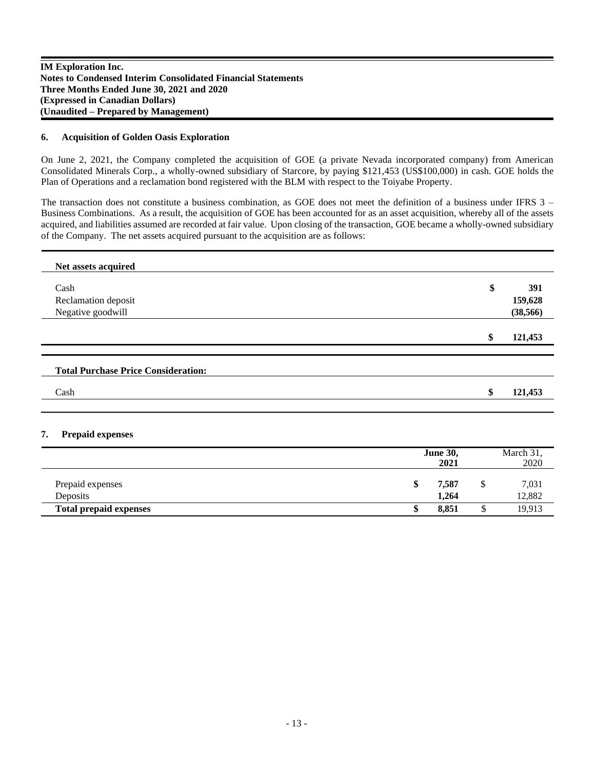**IM Exploration Inc.**
**Notes to Condensed Interim Consolidated Financial Statements**
**Three Months Ended June 30, 2021 and 2020**
**(Expressed in Canadian Dollars)**
**(Unaudited – Prepared by Management)**

## 6. Acquisition of Golden Oasis Exploration

On June 2, 2021, the Company completed the acquisition of GOE (a private Nevada incorporated company) from American Consolidated Minerals Corp., a wholly-owned subsidiary of Starcore, by paying $121,453 (US$100,000) in cash. GOE holds the Plan of Operations and a reclamation bond registered with the BLM with respect to the Toiyabe Property.

The transaction does not constitute a business combination, as GOE does not meet the definition of a business under IFRS 3 – Business Combinations. As a result, the acquisition of GOE has been accounted for as an asset acquisition, whereby all of the assets acquired, and liabilities assumed are recorded at fair value. Upon closing of the transaction, GOE became a wholly-owned subsidiary of the Company. The net assets acquired pursuant to the acquisition are as follows:

| **Net assets acquired** | | |
|---|---|---|
| Cash | $ | **391** |
| Reclamation deposit | | **159,628** |
| Negative goodwill | | **(38,566)** |
| | $ | **121,453** |

| **Total Purchase Price Consideration:** | | |
|---|---|---|
| Cash | $ | **121,453** |

## 7. Prepaid expenses

| | | **June 30, 2021** | | March 31, 2020 |
|---|---|---|---|---|
| Prepaid expenses | **$** | **7,587** | $ | 7,031 |
| Deposits | | **1,264** | | 12,882 |
| **Total prepaid expenses** | **$** | **8,851** | $ | 19,913 |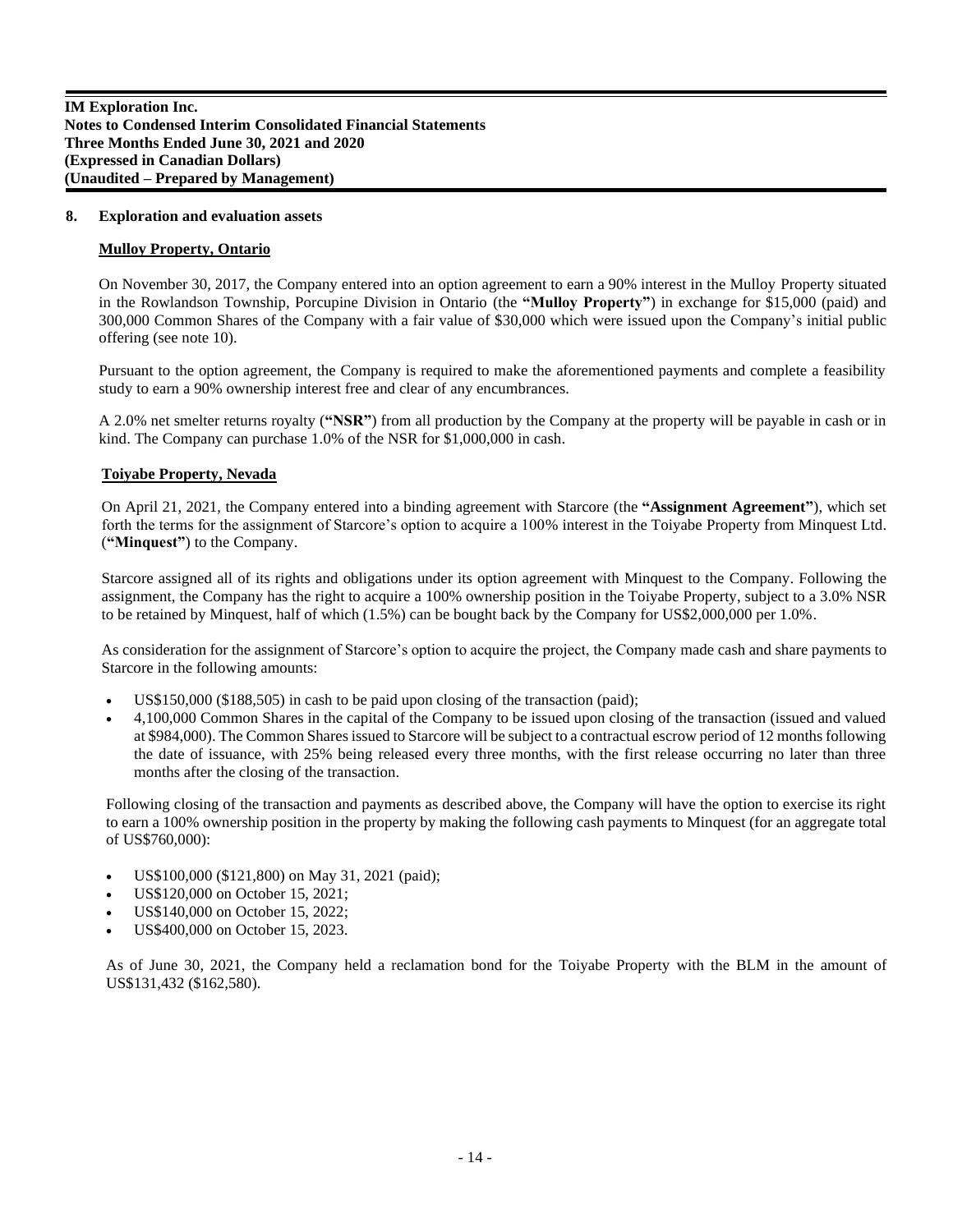## 8. Exploration and evaluation assets

### Mulloy Property, Ontario

On November 30, 2017, the Company entered into an option agreement to earn a 90% interest in the Mulloy Property situated in the Rowlandson Township, Porcupine Division in Ontario (the **"Mulloy Property"**) in exchange for $15,000 (paid) and 300,000 Common Shares of the Company with a fair value of $30,000 which were issued upon the Company's initial public offering (see note 10).

Pursuant to the option agreement, the Company is required to make the aforementioned payments and complete a feasibility study to earn a 90% ownership interest free and clear of any encumbrances.

A 2.0% net smelter returns royalty (**"NSR"**) from all production by the Company at the property will be payable in cash or in kind. The Company can purchase 1.0% of the NSR for $1,000,000 in cash.

### Toiyabe Property, Nevada

On April 21, 2021, the Company entered into a binding agreement with Starcore (the **"Assignment Agreement"**), which set forth the terms for the assignment of Starcore's option to acquire a 100% interest in the Toiyabe Property from Minquest Ltd. (**"Minquest"**) to the Company.

Starcore assigned all of its rights and obligations under its option agreement with Minquest to the Company. Following the assignment, the Company has the right to acquire a 100% ownership position in the Toiyabe Property, subject to a 3.0% NSR to be retained by Minquest, half of which (1.5%) can be bought back by the Company for US$2,000,000 per 1.0%.

As consideration for the assignment of Starcore's option to acquire the project, the Company made cash and share payments to Starcore in the following amounts:

- US$150,000 ($188,505) in cash to be paid upon closing of the transaction (paid);
- 4,100,000 Common Shares in the capital of the Company to be issued upon closing of the transaction (issued and valued at $984,000). The Common Shares issued to Starcore will be subject to a contractual escrow period of 12 months following the date of issuance, with 25% being released every three months, with the first release occurring no later than three months after the closing of the transaction.

Following closing of the transaction and payments as described above, the Company will have the option to exercise its right to earn a 100% ownership position in the property by making the following cash payments to Minquest (for an aggregate total of US$760,000):

- US$100,000 ($121,800) on May 31, 2021 (paid);
- US$120,000 on October 15, 2021;
- US$140,000 on October 15, 2022;
- US$400,000 on October 15, 2023.

As of June 30, 2021, the Company held a reclamation bond for the Toiyabe Property with the BLM in the amount of US$131,432 ($162,580).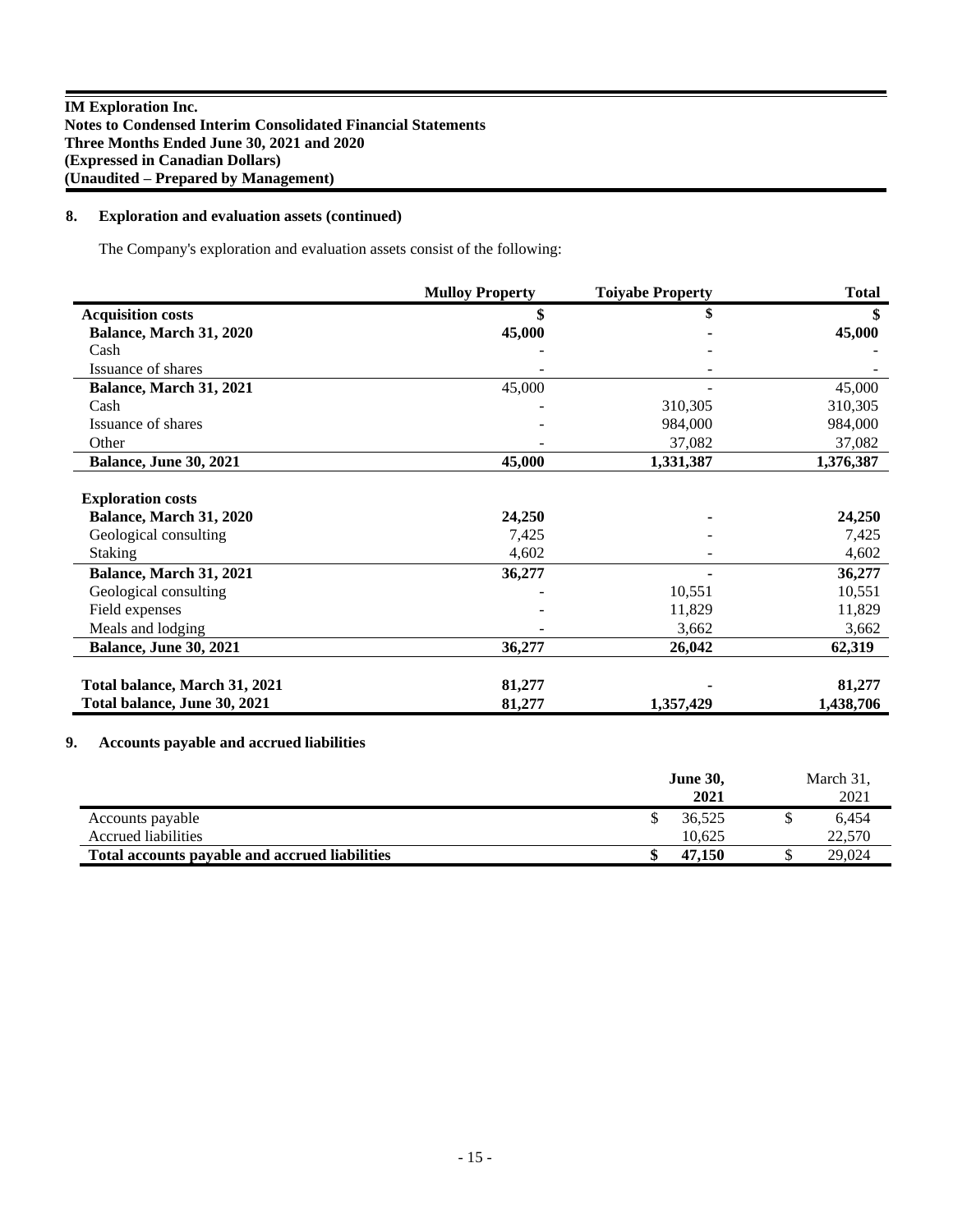**IM Exploration Inc.**
**Notes to Condensed Interim Consolidated Financial Statements**
**Three Months Ended June 30, 2021 and 2020**
**(Expressed in Canadian Dollars)**
**(Unaudited – Prepared by Management)**

## 8. Exploration and evaluation assets (continued)

The Company's exploration and evaluation assets consist of the following:

| | Mulloy Property | Toiyabe Property | Total |
|---|---|---|---|
| **Acquisition costs** | **$** | **$** | **$** |
| **Balance, March 31, 2020** | **45,000** | **-** | **45,000** |
| Cash | - | - | - |
| Issuance of shares | - | - | - |
| **Balance, March 31, 2021** | 45,000 | - | 45,000 |
| Cash | - | 310,305 | 310,305 |
| Issuance of shares | - | 984,000 | 984,000 |
| Other | - | 37,082 | 37,082 |
| **Balance, June 30, 2021** | **45,000** | **1,331,387** | **1,376,387** |
| | | | |
| **Exploration costs** | | | |
| **Balance, March 31, 2020** | **24,250** | **-** | **24,250** |
| Geological consulting | 7,425 | - | 7,425 |
| Staking | 4,602 | - | 4,602 |
| **Balance, March 31, 2021** | **36,277** | **-** | **36,277** |
| Geological consulting | - | 10,551 | 10,551 |
| Field expenses | - | 11,829 | 11,829 |
| Meals and lodging | - | 3,662 | 3,662 |
| **Balance, June 30, 2021** | **36,277** | **26,042** | **62,319** |
| | | | |
| **Total balance, March 31, 2021** | **81,277** | **-** | **81,277** |
| **Total balance, June 30, 2021** | **81,277** | **1,357,429** | **1,438,706** |

## 9. Accounts payable and accrued liabilities

| | June 30, 2021 | March 31, 2021 |
|---|---|---|
| Accounts payable | $ 36,525 | $ 6,454 |
| Accrued liabilities | 10,625 | 22,570 |
| **Total accounts payable and accrued liabilities** | **$ 47,150** | $ 29,024 |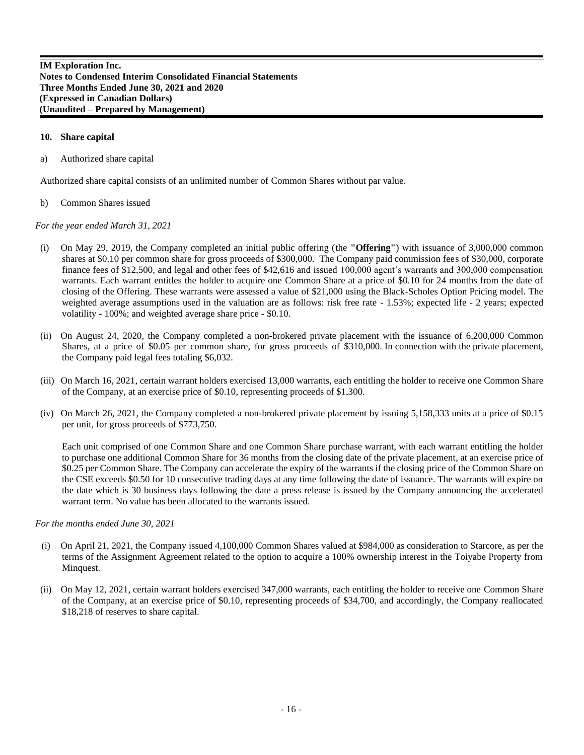## 10. Share capital

a) Authorized share capital

Authorized share capital consists of an unlimited number of Common Shares without par value.

b) Common Shares issued

*For the year ended March 31, 2021*

(i) On May 29, 2019, the Company completed an initial public offering (the **"Offering"**) with issuance of 3,000,000 common shares at $0.10 per common share for gross proceeds of $300,000. The Company paid commission fees of $30,000, corporate finance fees of $12,500, and legal and other fees of $42,616 and issued 100,000 agent's warrants and 300,000 compensation warrants. Each warrant entitles the holder to acquire one Common Share at a price of $0.10 for 24 months from the date of closing of the Offering. These warrants were assessed a value of $21,000 using the Black-Scholes Option Pricing model. The weighted average assumptions used in the valuation are as follows: risk free rate - 1.53%; expected life - 2 years; expected volatility - 100%; and weighted average share price - $0.10.

(ii) On August 24, 2020, the Company completed a non-brokered private placement with the issuance of 6,200,000 Common Shares, at a price of $0.05 per common share, for gross proceeds of $310,000. In connection with the private placement, the Company paid legal fees totaling $6,032.

(iii) On March 16, 2021, certain warrant holders exercised 13,000 warrants, each entitling the holder to receive one Common Share of the Company, at an exercise price of $0.10, representing proceeds of $1,300.

(iv) On March 26, 2021, the Company completed a non-brokered private placement by issuing 5,158,333 units at a price of $0.15 per unit, for gross proceeds of $773,750.

Each unit comprised of one Common Share and one Common Share purchase warrant, with each warrant entitling the holder to purchase one additional Common Share for 36 months from the closing date of the private placement, at an exercise price of $0.25 per Common Share. The Company can accelerate the expiry of the warrants if the closing price of the Common Share on the CSE exceeds $0.50 for 10 consecutive trading days at any time following the date of issuance. The warrants will expire on the date which is 30 business days following the date a press release is issued by the Company announcing the accelerated warrant term. No value has been allocated to the warrants issued.

*For the months ended June 30, 2021*

(i) On April 21, 2021, the Company issued 4,100,000 Common Shares valued at $984,000 as consideration to Starcore, as per the terms of the Assignment Agreement related to the option to acquire a 100% ownership interest in the Toiyabe Property from Minquest.

(ii) On May 12, 2021, certain warrant holders exercised 347,000 warrants, each entitling the holder to receive one Common Share of the Company, at an exercise price of $0.10, representing proceeds of $34,700, and accordingly, the Company reallocated $18,218 of reserves to share capital.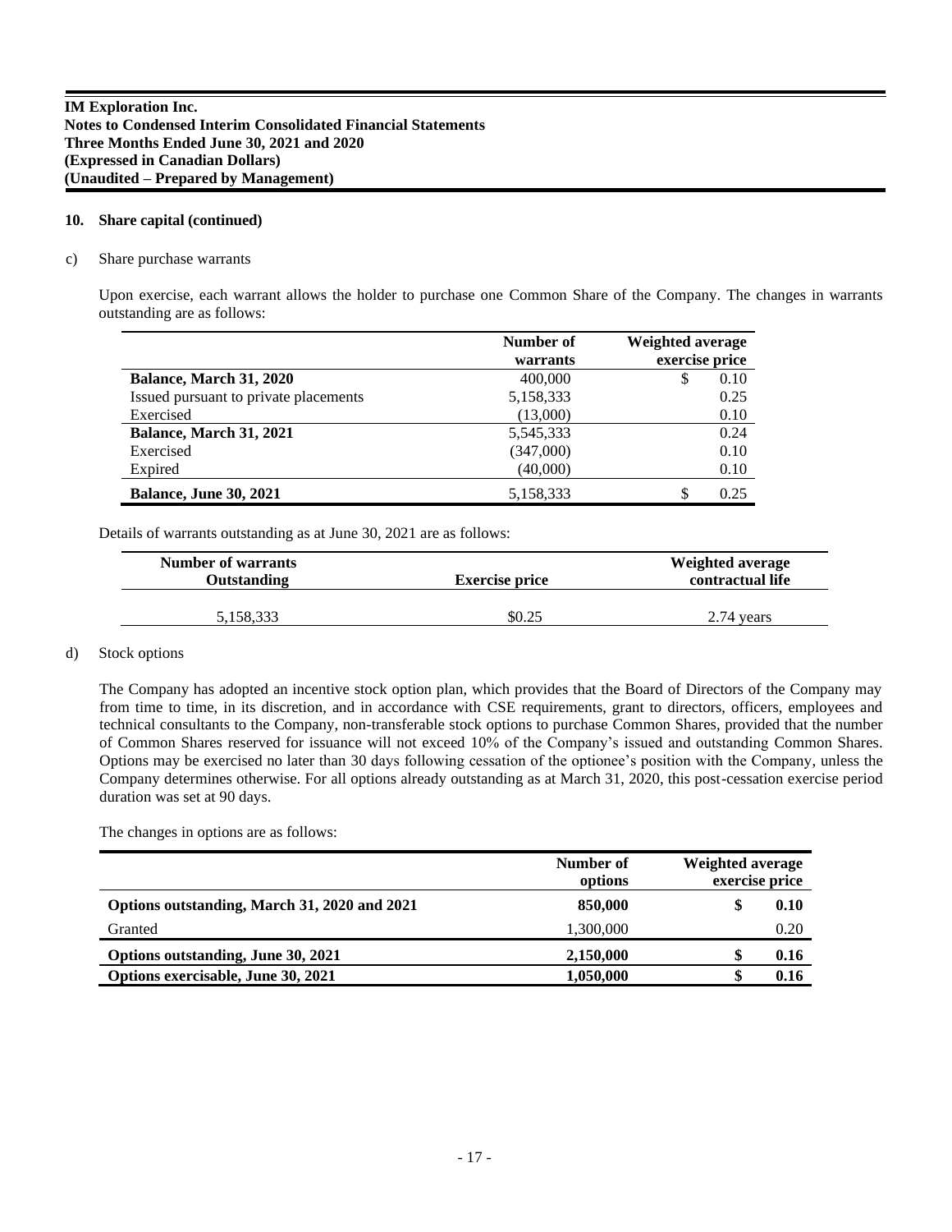**10. Share capital (continued)**

c) Share purchase warrants

Upon exercise, each warrant allows the holder to purchase one Common Share of the Company. The changes in warrants outstanding are as follows:

| | Number of warrants | Weighted average exercise price |
|---|---|---|
| **Balance, March 31, 2020** | 400,000 | $ 0.10 |
| Issued pursuant to private placements | 5,158,333 | 0.25 |
| Exercised | (13,000) | 0.10 |
| **Balance, March 31, 2021** | 5,545,333 | 0.24 |
| Exercised | (347,000) | 0.10 |
| Expired | (40,000) | 0.10 |
| **Balance, June 30, 2021** | 5,158,333 | $ 0.25 |

Details of warrants outstanding as at June 30, 2021 are as follows:

| Number of warrants Outstanding | Exercise price | Weighted average contractual life |
|---|---|---|
| 5,158,333 | $0.25 | 2.74 years |

d) Stock options

The Company has adopted an incentive stock option plan, which provides that the Board of Directors of the Company may from time to time, in its discretion, and in accordance with CSE requirements, grant to directors, officers, employees and technical consultants to the Company, non-transferable stock options to purchase Common Shares, provided that the number of Common Shares reserved for issuance will not exceed 10% of the Company's issued and outstanding Common Shares. Options may be exercised no later than 30 days following cessation of the optionee's position with the Company, unless the Company determines otherwise. For all options already outstanding as at March 31, 2020, this post-cessation exercise period duration was set at 90 days.

The changes in options are as follows:

| | Number of options | Weighted average exercise price |
|---|---|---|
| **Options outstanding, March 31, 2020 and 2021** | **850,000** | **$ 0.10** |
| Granted | 1,300,000 | 0.20 |
| **Options outstanding, June 30, 2021** | **2,150,000** | **$ 0.16** |
| **Options exercisable, June 30, 2021** | **1,050,000** | **$ 0.16** |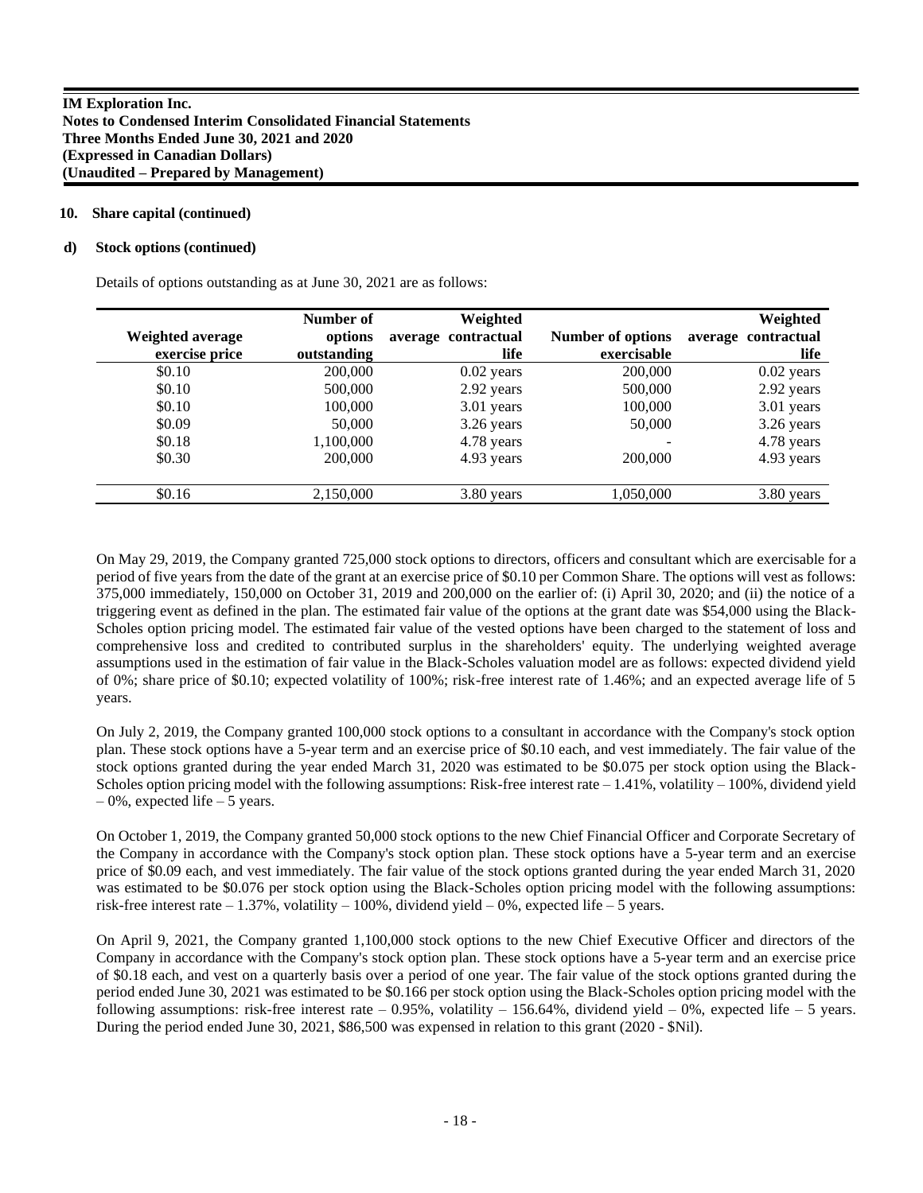**10. Share capital (continued)**

**d) Stock options (continued)**

Details of options outstanding as at June 30, 2021 are as follows:

| Weighted average exercise price | Number of options outstanding | Weighted average contractual life | Number of options exercisable | Weighted average contractual life |
|---|---|---|---|---|
| $0.10 | 200,000 | 0.02 years | 200,000 | 0.02 years |
| $0.10 | 500,000 | 2.92 years | 500,000 | 2.92 years |
| $0.10 | 100,000 | 3.01 years | 100,000 | 3.01 years |
| $0.09 | 50,000 | 3.26 years | 50,000 | 3.26 years |
| $0.18 | 1,100,000 | 4.78 years | - | 4.78 years |
| $0.30 | 200,000 | 4.93 years | 200,000 | 4.93 years |
| $0.16 | 2,150,000 | 3.80 years | 1,050,000 | 3.80 years |

On May 29, 2019, the Company granted 725,000 stock options to directors, officers and consultant which are exercisable for a period of five years from the date of the grant at an exercise price of $0.10 per Common Share. The options will vest as follows: 375,000 immediately, 150,000 on October 31, 2019 and 200,000 on the earlier of: (i) April 30, 2020; and (ii) the notice of a triggering event as defined in the plan. The estimated fair value of the options at the grant date was $54,000 using the Black-Scholes option pricing model. The estimated fair value of the vested options have been charged to the statement of loss and comprehensive loss and credited to contributed surplus in the shareholders' equity. The underlying weighted average assumptions used in the estimation of fair value in the Black-Scholes valuation model are as follows: expected dividend yield of 0%; share price of $0.10; expected volatility of 100%; risk-free interest rate of 1.46%; and an expected average life of 5 years.

On July 2, 2019, the Company granted 100,000 stock options to a consultant in accordance with the Company's stock option plan. These stock options have a 5-year term and an exercise price of $0.10 each, and vest immediately. The fair value of the stock options granted during the year ended March 31, 2020 was estimated to be $0.075 per stock option using the Black-Scholes option pricing model with the following assumptions: Risk-free interest rate – 1.41%, volatility – 100%, dividend yield – 0%, expected life – 5 years.

On October 1, 2019, the Company granted 50,000 stock options to the new Chief Financial Officer and Corporate Secretary of the Company in accordance with the Company's stock option plan. These stock options have a 5-year term and an exercise price of $0.09 each, and vest immediately. The fair value of the stock options granted during the year ended March 31, 2020 was estimated to be $0.076 per stock option using the Black-Scholes option pricing model with the following assumptions: risk-free interest rate – 1.37%, volatility – 100%, dividend yield – 0%, expected life – 5 years.

On April 9, 2021, the Company granted 1,100,000 stock options to the new Chief Executive Officer and directors of the Company in accordance with the Company's stock option plan. These stock options have a 5-year term and an exercise price of $0.18 each, and vest on a quarterly basis over a period of one year. The fair value of the stock options granted during the period ended June 30, 2021 was estimated to be $0.166 per stock option using the Black-Scholes option pricing model with the following assumptions: risk-free interest rate – 0.95%, volatility – 156.64%, dividend yield – 0%, expected life – 5 years. During the period ended June 30, 2021, $86,500 was expensed in relation to this grant (2020 - $Nil).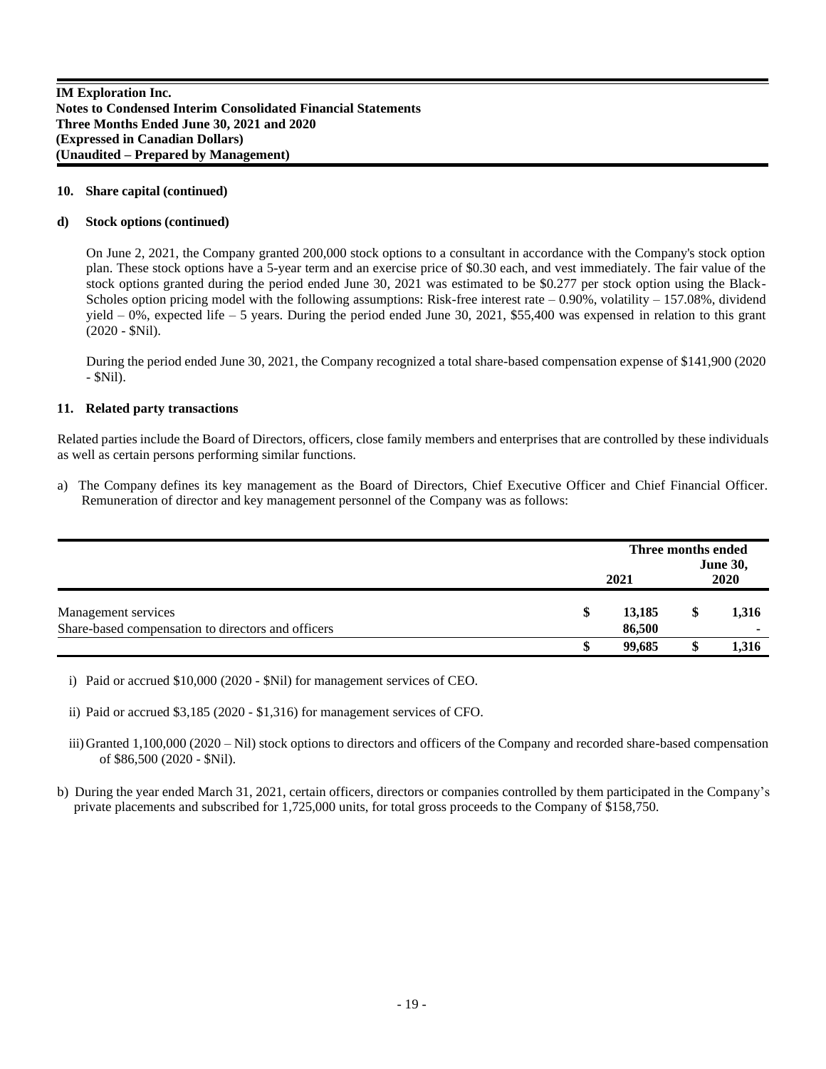## 10. Share capital (continued)

### d) Stock options (continued)

On June 2, 2021, the Company granted 200,000 stock options to a consultant in accordance with the Company's stock option plan. These stock options have a 5-year term and an exercise price of $0.30 each, and vest immediately. The fair value of the stock options granted during the period ended June 30, 2021 was estimated to be $0.277 per stock option using the Black-Scholes option pricing model with the following assumptions: Risk-free interest rate – 0.90%, volatility – 157.08%, dividend yield – 0%, expected life – 5 years. During the period ended June 30, 2021, $55,400 was expensed in relation to this grant (2020 - $Nil).

During the period ended June 30, 2021, the Company recognized a total share-based compensation expense of $141,900 (2020 - $Nil).

## 11. Related party transactions

Related parties include the Board of Directors, officers, close family members and enterprises that are controlled by these individuals as well as certain persons performing similar functions.

a) The Company defines its key management as the Board of Directors, Chief Executive Officer and Chief Financial Officer. Remuneration of director and key management personnel of the Company was as follows:

| | Three months ended June 30, 2021 | Three months ended June 30, 2020 |
|---|---|---|
| Management services | $ 13,185 | $ 1,316 |
| Share-based compensation to directors and officers | 86,500 | - |
| | $ 99,685 | $ 1,316 |

i) Paid or accrued $10,000 (2020 - $Nil) for management services of CEO.

ii) Paid or accrued $3,185 (2020 - $1,316) for management services of CFO.

iii) Granted 1,100,000 (2020 – Nil) stock options to directors and officers of the Company and recorded share-based compensation of $86,500 (2020 - $Nil).

b) During the year ended March 31, 2021, certain officers, directors or companies controlled by them participated in the Company's private placements and subscribed for 1,725,000 units, for total gross proceeds to the Company of $158,750.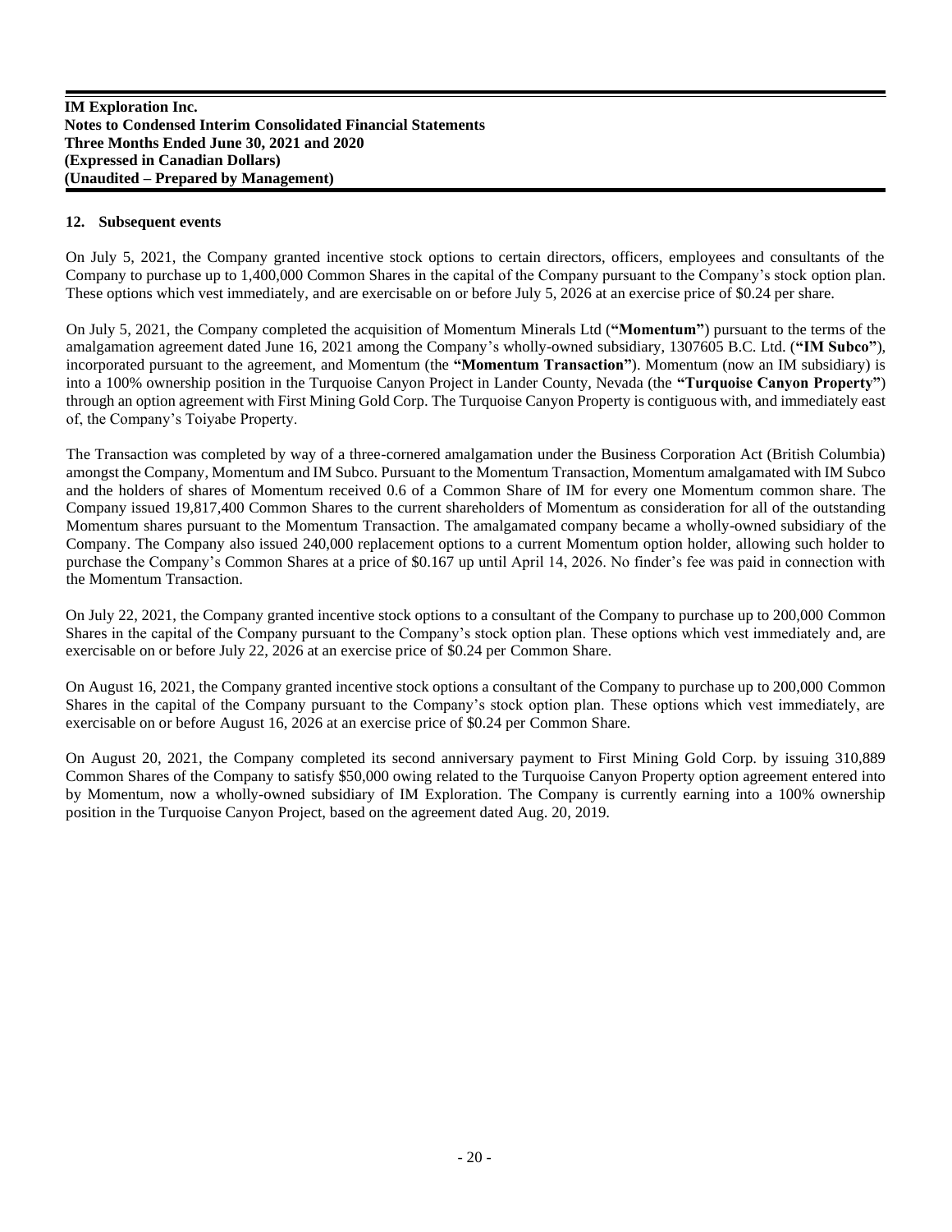## 12. Subsequent events

On July 5, 2021, the Company granted incentive stock options to certain directors, officers, employees and consultants of the Company to purchase up to 1,400,000 Common Shares in the capital of the Company pursuant to the Company's stock option plan. These options which vest immediately, and are exercisable on or before July 5, 2026 at an exercise price of $0.24 per share.

On July 5, 2021, the Company completed the acquisition of Momentum Minerals Ltd (**"Momentum"**) pursuant to the terms of the amalgamation agreement dated June 16, 2021 among the Company's wholly-owned subsidiary, 1307605 B.C. Ltd. (**"IM Subco"**), incorporated pursuant to the agreement, and Momentum (the **"Momentum Transaction"**). Momentum (now an IM subsidiary) is into a 100% ownership position in the Turquoise Canyon Project in Lander County, Nevada (the **"Turquoise Canyon Property"**) through an option agreement with First Mining Gold Corp. The Turquoise Canyon Property is contiguous with, and immediately east of, the Company's Toiyabe Property.

The Transaction was completed by way of a three-cornered amalgamation under the Business Corporation Act (British Columbia) amongst the Company, Momentum and IM Subco. Pursuant to the Momentum Transaction, Momentum amalgamated with IM Subco and the holders of shares of Momentum received 0.6 of a Common Share of IM for every one Momentum common share. The Company issued 19,817,400 Common Shares to the current shareholders of Momentum as consideration for all of the outstanding Momentum shares pursuant to the Momentum Transaction. The amalgamated company became a wholly-owned subsidiary of the Company. The Company also issued 240,000 replacement options to a current Momentum option holder, allowing such holder to purchase the Company's Common Shares at a price of $0.167 up until April 14, 2026. No finder's fee was paid in connection with the Momentum Transaction.

On July 22, 2021, the Company granted incentive stock options to a consultant of the Company to purchase up to 200,000 Common Shares in the capital of the Company pursuant to the Company's stock option plan. These options which vest immediately and, are exercisable on or before July 22, 2026 at an exercise price of $0.24 per Common Share.

On August 16, 2021, the Company granted incentive stock options a consultant of the Company to purchase up to 200,000 Common Shares in the capital of the Company pursuant to the Company's stock option plan. These options which vest immediately, are exercisable on or before August 16, 2026 at an exercise price of $0.24 per Common Share.

On August 20, 2021, the Company completed its second anniversary payment to First Mining Gold Corp. by issuing 310,889 Common Shares of the Company to satisfy $50,000 owing related to the Turquoise Canyon Property option agreement entered into by Momentum, now a wholly-owned subsidiary of IM Exploration. The Company is currently earning into a 100% ownership position in the Turquoise Canyon Project, based on the agreement dated Aug. 20, 2019.